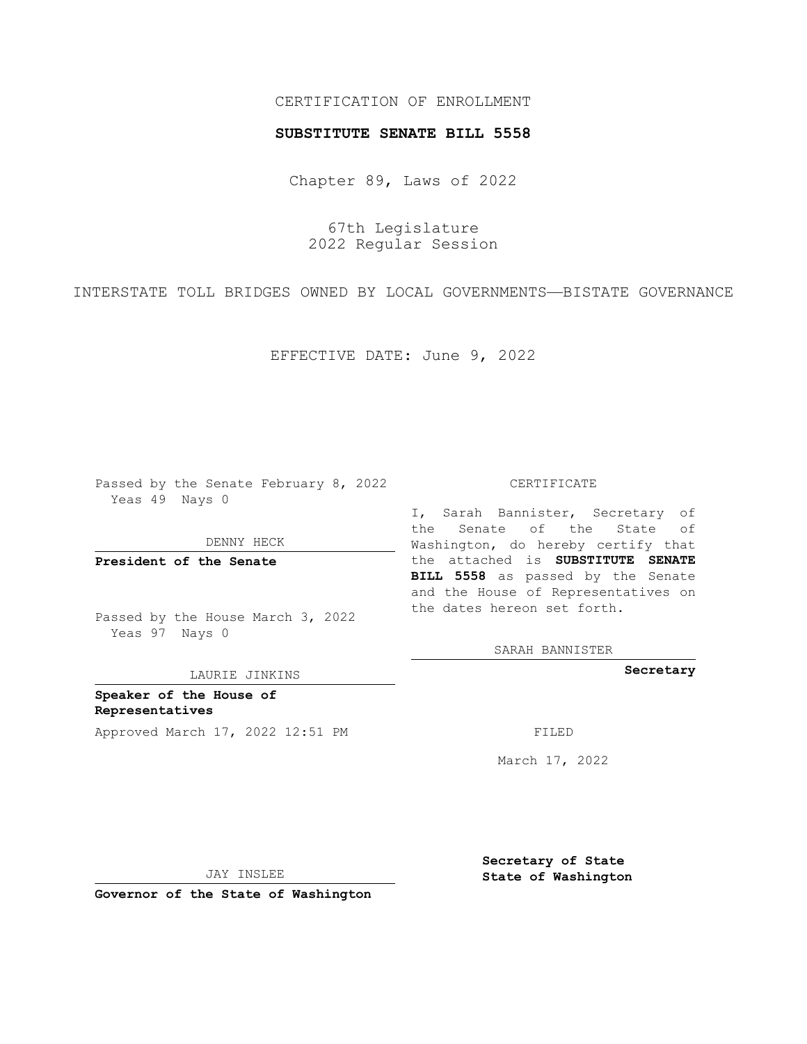CERTIFICATION OF ENROLLMENT

**SUBSTITUTE SENATE BILL 5558**

Chapter 89, Laws of 2022

67th Legislature
2022 Regular Session

INTERSTATE TOLL BRIDGES OWNED BY LOCAL GOVERNMENTS—BISTATE GOVERNANCE

EFFECTIVE DATE: June 9, 2022

Passed by the Senate February 8, 2022
Yeas 49 Nays 0

DENNY HECK

**President of the Senate**

Passed by the House March 3, 2022
Yeas 97 Nays 0

LAURIE JINKINS

**Speaker of the House of Representatives**

Approved March 17, 2022 12:51 PM

JAY INSLEE

**Governor of the State of Washington**

CERTIFICATE

I, Sarah Bannister, Secretary of the Senate of the State of Washington, do hereby certify that the attached is **SUBSTITUTE SENATE BILL 5558** as passed by the Senate and the House of Representatives on the dates hereon set forth.

SARAH BANNISTER

**Secretary**

FILED

March 17, 2022

**Secretary of State**
**State of Washington**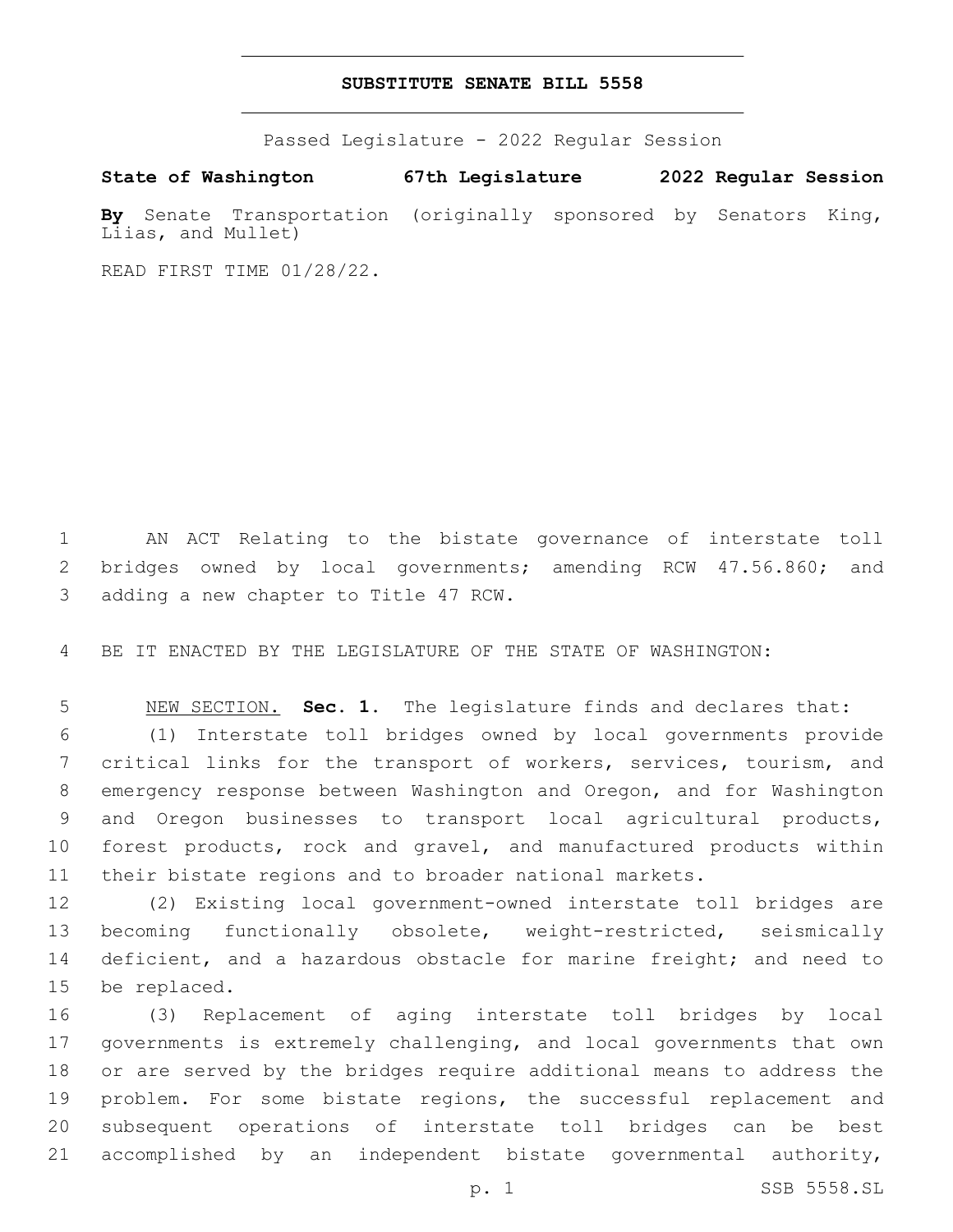# SUBSTITUTE SENATE BILL 5558

Passed Legislature - 2022 Regular Session

**State of Washington 67th Legislature 2022 Regular Session**

**By** Senate Transportation (originally sponsored by Senators King, Liias, and Mullet)

READ FIRST TIME 01/28/22.

AN ACT Relating to the bistate governance of interstate toll bridges owned by local governments; amending RCW 47.56.860; and adding a new chapter to Title 47 RCW.

BE IT ENACTED BY THE LEGISLATURE OF THE STATE OF WASHINGTON:

NEW SECTION. **Sec. 1.** The legislature finds and declares that:

(1) Interstate toll bridges owned by local governments provide critical links for the transport of workers, services, tourism, and emergency response between Washington and Oregon, and for Washington and Oregon businesses to transport local agricultural products, forest products, rock and gravel, and manufactured products within their bistate regions and to broader national markets.

(2) Existing local government-owned interstate toll bridges are becoming functionally obsolete, weight-restricted, seismically deficient, and a hazardous obstacle for marine freight; and need to be replaced.

(3) Replacement of aging interstate toll bridges by local governments is extremely challenging, and local governments that own or are served by the bridges require additional means to address the problem. For some bistate regions, the successful replacement and subsequent operations of interstate toll bridges can be best accomplished by an independent bistate governmental authority,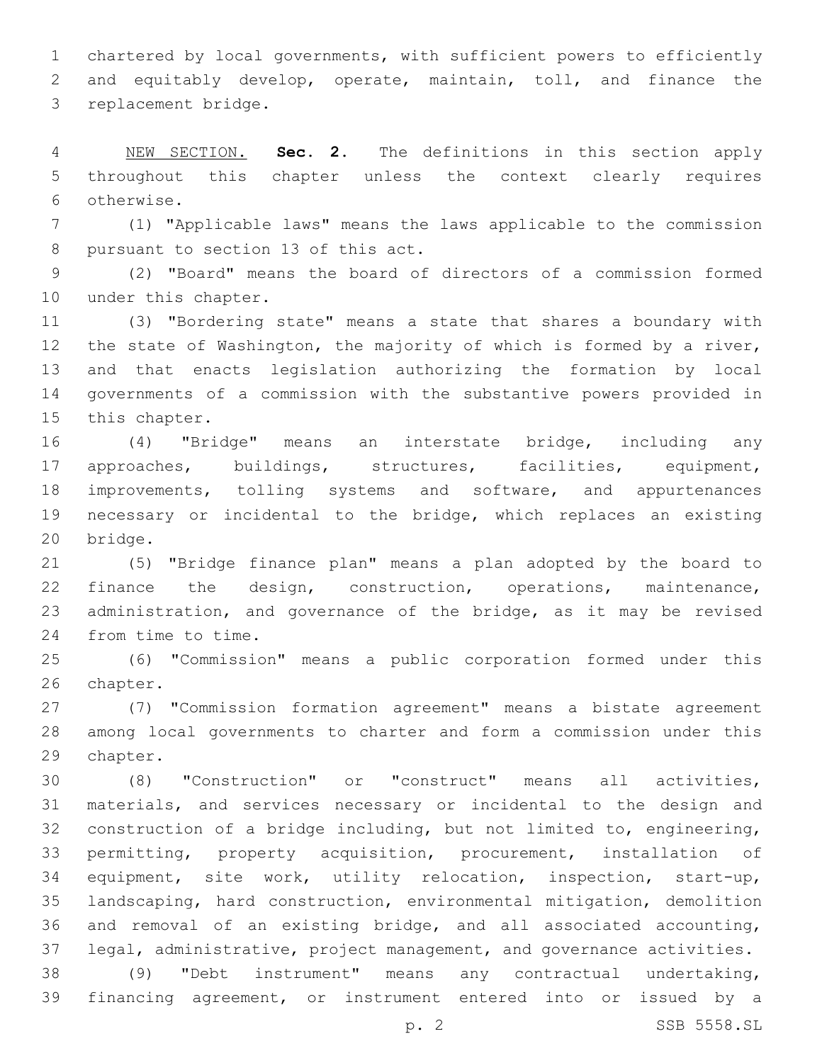chartered by local governments, with sufficient powers to efficiently and equitably develop, operate, maintain, toll, and finance the replacement bridge.

NEW SECTION. **Sec. 2.** The definitions in this section apply throughout this chapter unless the context clearly requires otherwise.

(1) "Applicable laws" means the laws applicable to the commission pursuant to section 13 of this act.

(2) "Board" means the board of directors of a commission formed under this chapter.

(3) "Bordering state" means a state that shares a boundary with the state of Washington, the majority of which is formed by a river, and that enacts legislation authorizing the formation by local governments of a commission with the substantive powers provided in this chapter.

(4) "Bridge" means an interstate bridge, including any approaches, buildings, structures, facilities, equipment, improvements, tolling systems and software, and appurtenances necessary or incidental to the bridge, which replaces an existing bridge.

(5) "Bridge finance plan" means a plan adopted by the board to finance the design, construction, operations, maintenance, administration, and governance of the bridge, as it may be revised from time to time.

(6) "Commission" means a public corporation formed under this chapter.

(7) "Commission formation agreement" means a bistate agreement among local governments to charter and form a commission under this chapter.

(8) "Construction" or "construct" means all activities, materials, and services necessary or incidental to the design and construction of a bridge including, but not limited to, engineering, permitting, property acquisition, procurement, installation of equipment, site work, utility relocation, inspection, start-up, landscaping, hard construction, environmental mitigation, demolition and removal of an existing bridge, and all associated accounting, legal, administrative, project management, and governance activities.

(9) "Debt instrument" means any contractual undertaking, financing agreement, or instrument entered into or issued by a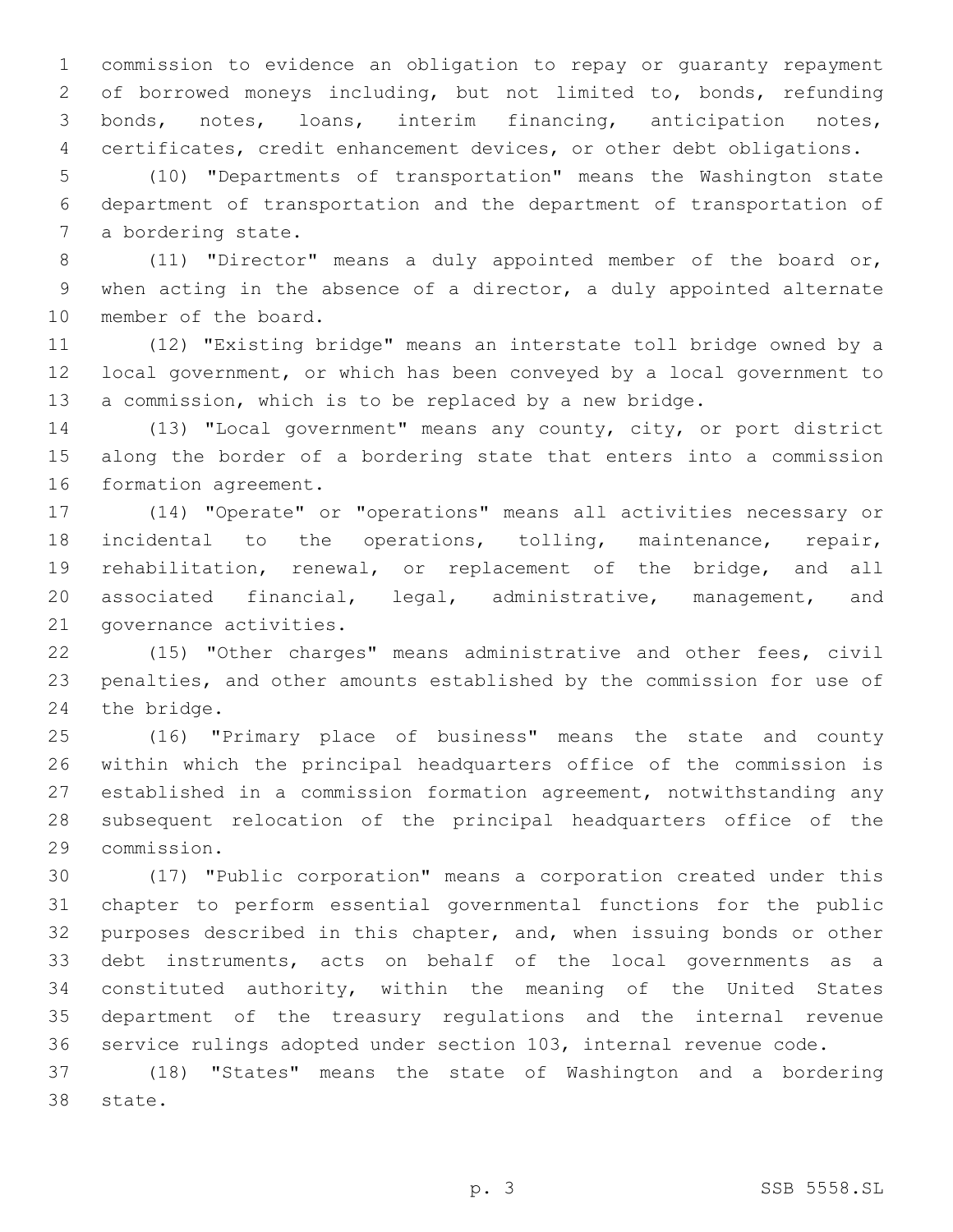commission to evidence an obligation to repay or guaranty repayment of borrowed moneys including, but not limited to, bonds, refunding bonds, notes, loans, interim financing, anticipation notes, certificates, credit enhancement devices, or other debt obligations.

(10) "Departments of transportation" means the Washington state department of transportation and the department of transportation of a bordering state.

(11) "Director" means a duly appointed member of the board or, when acting in the absence of a director, a duly appointed alternate member of the board.

(12) "Existing bridge" means an interstate toll bridge owned by a local government, or which has been conveyed by a local government to a commission, which is to be replaced by a new bridge.

(13) "Local government" means any county, city, or port district along the border of a bordering state that enters into a commission formation agreement.

(14) "Operate" or "operations" means all activities necessary or incidental to the operations, tolling, maintenance, repair, rehabilitation, renewal, or replacement of the bridge, and all associated financial, legal, administrative, management, and governance activities.

(15) "Other charges" means administrative and other fees, civil penalties, and other amounts established by the commission for use of the bridge.

(16) "Primary place of business" means the state and county within which the principal headquarters office of the commission is established in a commission formation agreement, notwithstanding any subsequent relocation of the principal headquarters office of the commission.

(17) "Public corporation" means a corporation created under this chapter to perform essential governmental functions for the public purposes described in this chapter, and, when issuing bonds or other debt instruments, acts on behalf of the local governments as a constituted authority, within the meaning of the United States department of the treasury regulations and the internal revenue service rulings adopted under section 103, internal revenue code.

(18) "States" means the state of Washington and a bordering state.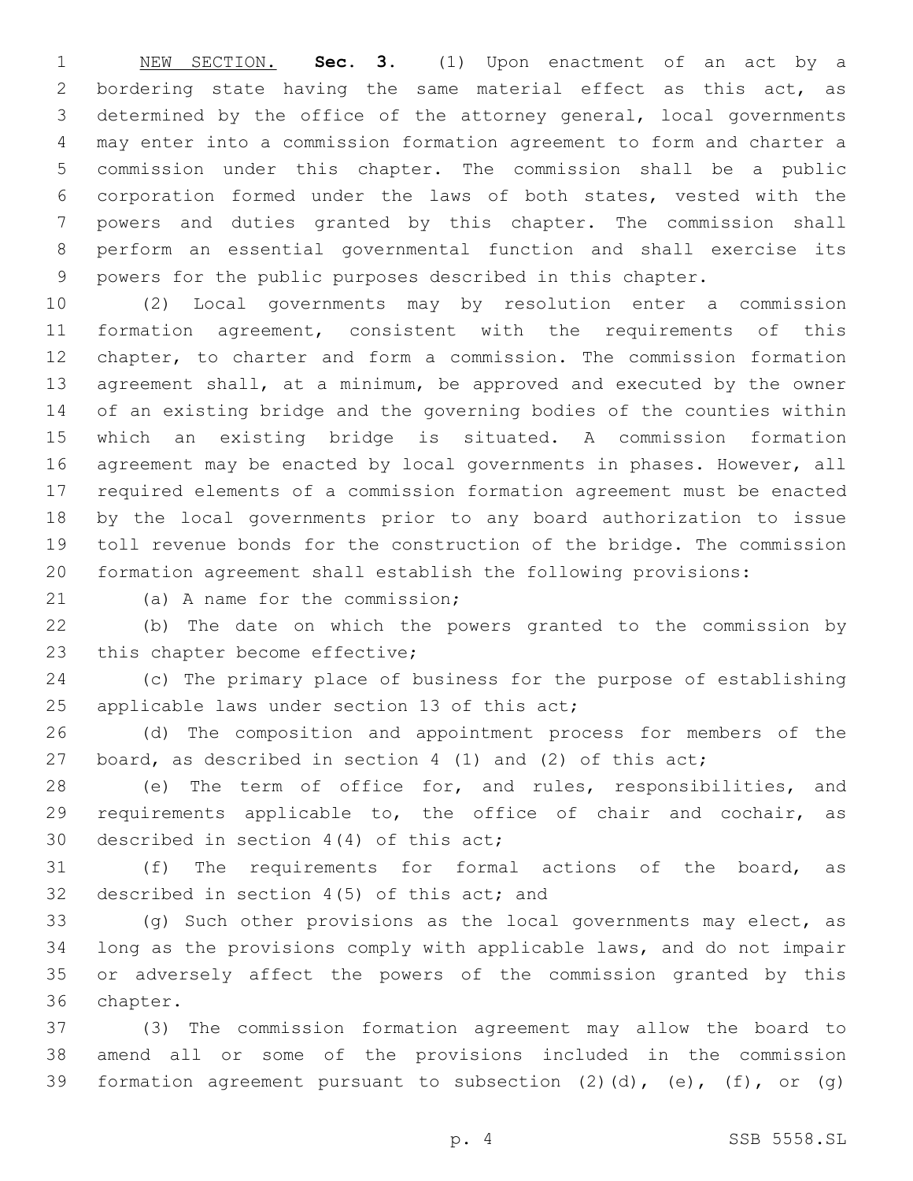NEW SECTION. **Sec. 3.** (1) Upon enactment of an act by a bordering state having the same material effect as this act, as determined by the office of the attorney general, local governments may enter into a commission formation agreement to form and charter a commission under this chapter. The commission shall be a public corporation formed under the laws of both states, vested with the powers and duties granted by this chapter. The commission shall perform an essential governmental function and shall exercise its powers for the public purposes described in this chapter.

(2) Local governments may by resolution enter a commission formation agreement, consistent with the requirements of this chapter, to charter and form a commission. The commission formation agreement shall, at a minimum, be approved and executed by the owner of an existing bridge and the governing bodies of the counties within which an existing bridge is situated. A commission formation agreement may be enacted by local governments in phases. However, all required elements of a commission formation agreement must be enacted by the local governments prior to any board authorization to issue toll revenue bonds for the construction of the bridge. The commission formation agreement shall establish the following provisions:

(a) A name for the commission;

(b) The date on which the powers granted to the commission by this chapter become effective;

(c) The primary place of business for the purpose of establishing applicable laws under section 13 of this act;

(d) The composition and appointment process for members of the board, as described in section 4 (1) and (2) of this act;

(e) The term of office for, and rules, responsibilities, and requirements applicable to, the office of chair and cochair, as described in section 4(4) of this act;

(f) The requirements for formal actions of the board, as described in section 4(5) of this act; and

(g) Such other provisions as the local governments may elect, as long as the provisions comply with applicable laws, and do not impair or adversely affect the powers of the commission granted by this chapter.

(3) The commission formation agreement may allow the board to amend all or some of the provisions included in the commission formation agreement pursuant to subsection (2)(d), (e), (f), or (g)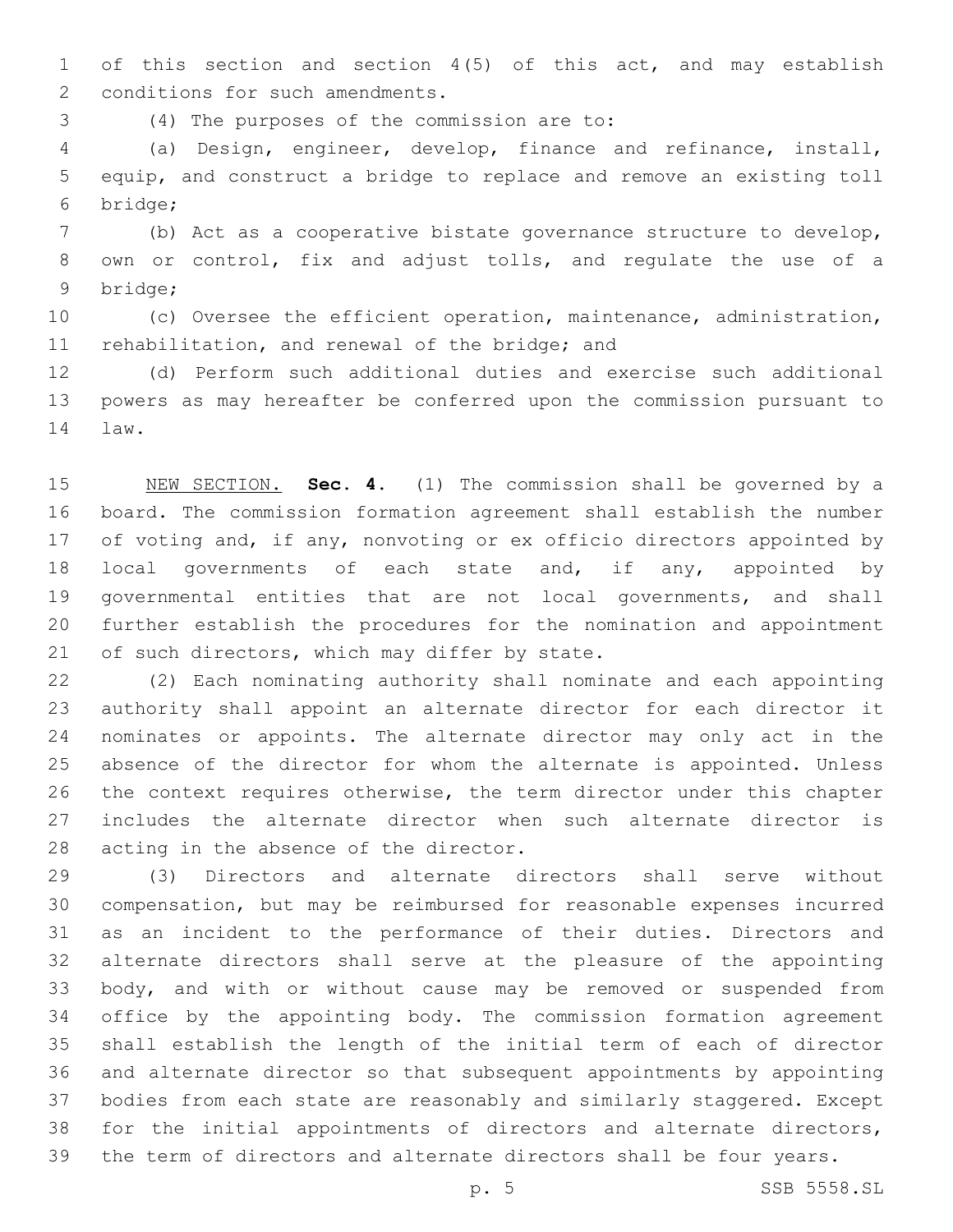of this section and section 4(5) of this act, and may establish conditions for such amendments.

(4) The purposes of the commission are to:

(a) Design, engineer, develop, finance and refinance, install, equip, and construct a bridge to replace and remove an existing toll bridge;

(b) Act as a cooperative bistate governance structure to develop, own or control, fix and adjust tolls, and regulate the use of a bridge;

(c) Oversee the efficient operation, maintenance, administration, rehabilitation, and renewal of the bridge; and

(d) Perform such additional duties and exercise such additional powers as may hereafter be conferred upon the commission pursuant to law.

NEW SECTION. **Sec. 4.** (1) The commission shall be governed by a board. The commission formation agreement shall establish the number of voting and, if any, nonvoting or ex officio directors appointed by local governments of each state and, if any, appointed by governmental entities that are not local governments, and shall further establish the procedures for the nomination and appointment of such directors, which may differ by state.

(2) Each nominating authority shall nominate and each appointing authority shall appoint an alternate director for each director it nominates or appoints. The alternate director may only act in the absence of the director for whom the alternate is appointed. Unless the context requires otherwise, the term director under this chapter includes the alternate director when such alternate director is acting in the absence of the director.

(3) Directors and alternate directors shall serve without compensation, but may be reimbursed for reasonable expenses incurred as an incident to the performance of their duties. Directors and alternate directors shall serve at the pleasure of the appointing body, and with or without cause may be removed or suspended from office by the appointing body. The commission formation agreement shall establish the length of the initial term of each of director and alternate director so that subsequent appointments by appointing bodies from each state are reasonably and similarly staggered. Except for the initial appointments of directors and alternate directors, the term of directors and alternate directors shall be four years.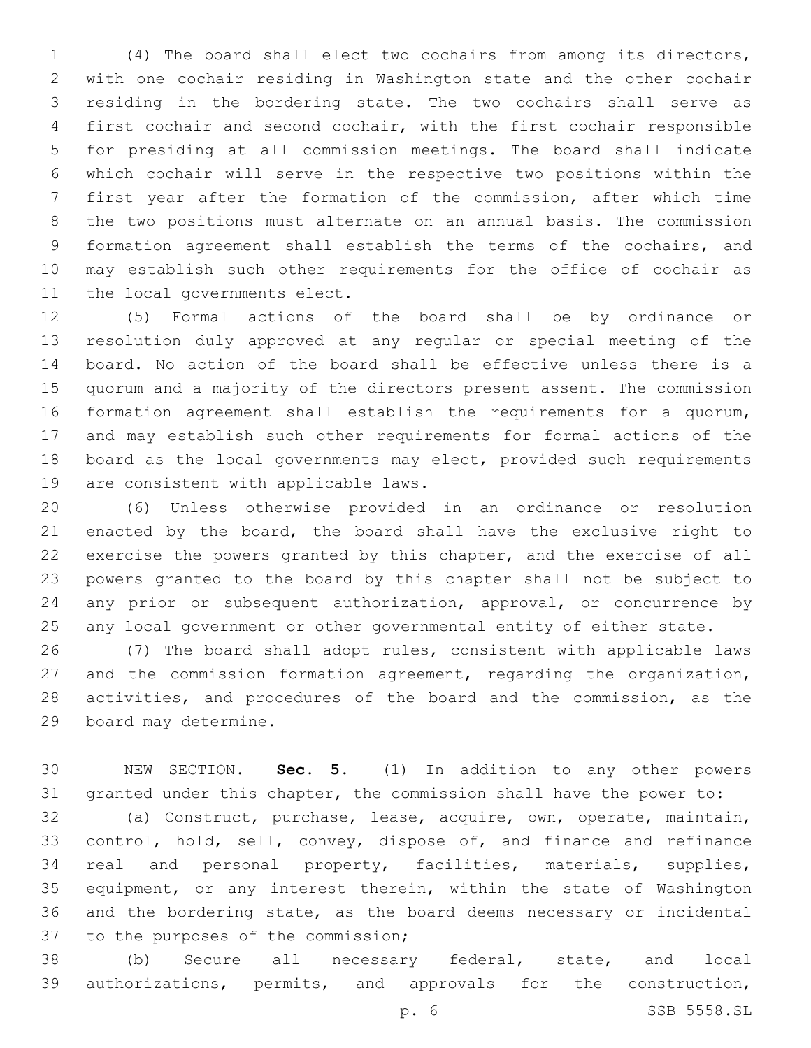(4) The board shall elect two cochairs from among its directors, with one cochair residing in Washington state and the other cochair residing in the bordering state. The two cochairs shall serve as first cochair and second cochair, with the first cochair responsible for presiding at all commission meetings. The board shall indicate which cochair will serve in the respective two positions within the first year after the formation of the commission, after which time the two positions must alternate on an annual basis. The commission formation agreement shall establish the terms of the cochairs, and may establish such other requirements for the office of cochair as the local governments elect.

(5) Formal actions of the board shall be by ordinance or resolution duly approved at any regular or special meeting of the board. No action of the board shall be effective unless there is a quorum and a majority of the directors present assent. The commission formation agreement shall establish the requirements for a quorum, and may establish such other requirements for formal actions of the board as the local governments may elect, provided such requirements are consistent with applicable laws.

(6) Unless otherwise provided in an ordinance or resolution enacted by the board, the board shall have the exclusive right to exercise the powers granted by this chapter, and the exercise of all powers granted to the board by this chapter shall not be subject to any prior or subsequent authorization, approval, or concurrence by any local government or other governmental entity of either state.

(7) The board shall adopt rules, consistent with applicable laws and the commission formation agreement, regarding the organization, activities, and procedures of the board and the commission, as the board may determine.

NEW SECTION. **Sec. 5.** (1) In addition to any other powers granted under this chapter, the commission shall have the power to:

(a) Construct, purchase, lease, acquire, own, operate, maintain, control, hold, sell, convey, dispose of, and finance and refinance real and personal property, facilities, materials, supplies, equipment, or any interest therein, within the state of Washington and the bordering state, as the board deems necessary or incidental to the purposes of the commission;

(b) Secure all necessary federal, state, and local authorizations, permits, and approvals for the construction,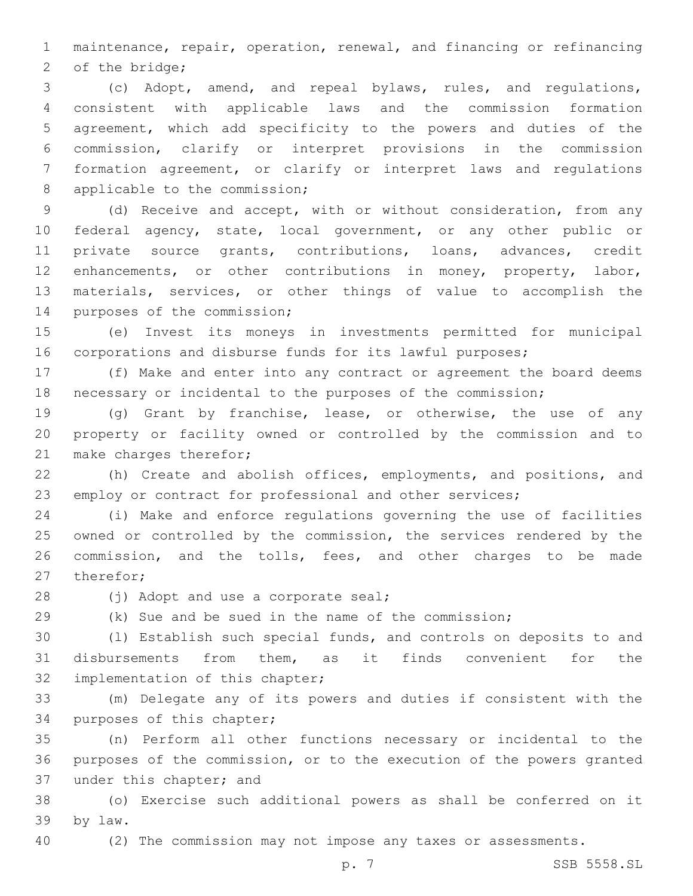maintenance, repair, operation, renewal, and financing or refinancing of the bridge;

(c) Adopt, amend, and repeal bylaws, rules, and regulations, consistent with applicable laws and the commission formation agreement, which add specificity to the powers and duties of the commission, clarify or interpret provisions in the commission formation agreement, or clarify or interpret laws and regulations applicable to the commission;

(d) Receive and accept, with or without consideration, from any federal agency, state, local government, or any other public or private source grants, contributions, loans, advances, credit enhancements, or other contributions in money, property, labor, materials, services, or other things of value to accomplish the purposes of the commission;

(e) Invest its moneys in investments permitted for municipal corporations and disburse funds for its lawful purposes;

(f) Make and enter into any contract or agreement the board deems necessary or incidental to the purposes of the commission;

(g) Grant by franchise, lease, or otherwise, the use of any property or facility owned or controlled by the commission and to make charges therefor;

(h) Create and abolish offices, employments, and positions, and employ or contract for professional and other services;

(i) Make and enforce regulations governing the use of facilities owned or controlled by the commission, the services rendered by the commission, and the tolls, fees, and other charges to be made therefor;

(j) Adopt and use a corporate seal;

(k) Sue and be sued in the name of the commission;

(l) Establish such special funds, and controls on deposits to and disbursements from them, as it finds convenient for the implementation of this chapter;

(m) Delegate any of its powers and duties if consistent with the purposes of this chapter;

(n) Perform all other functions necessary or incidental to the purposes of the commission, or to the execution of the powers granted under this chapter; and

(o) Exercise such additional powers as shall be conferred on it by law.

(2) The commission may not impose any taxes or assessments.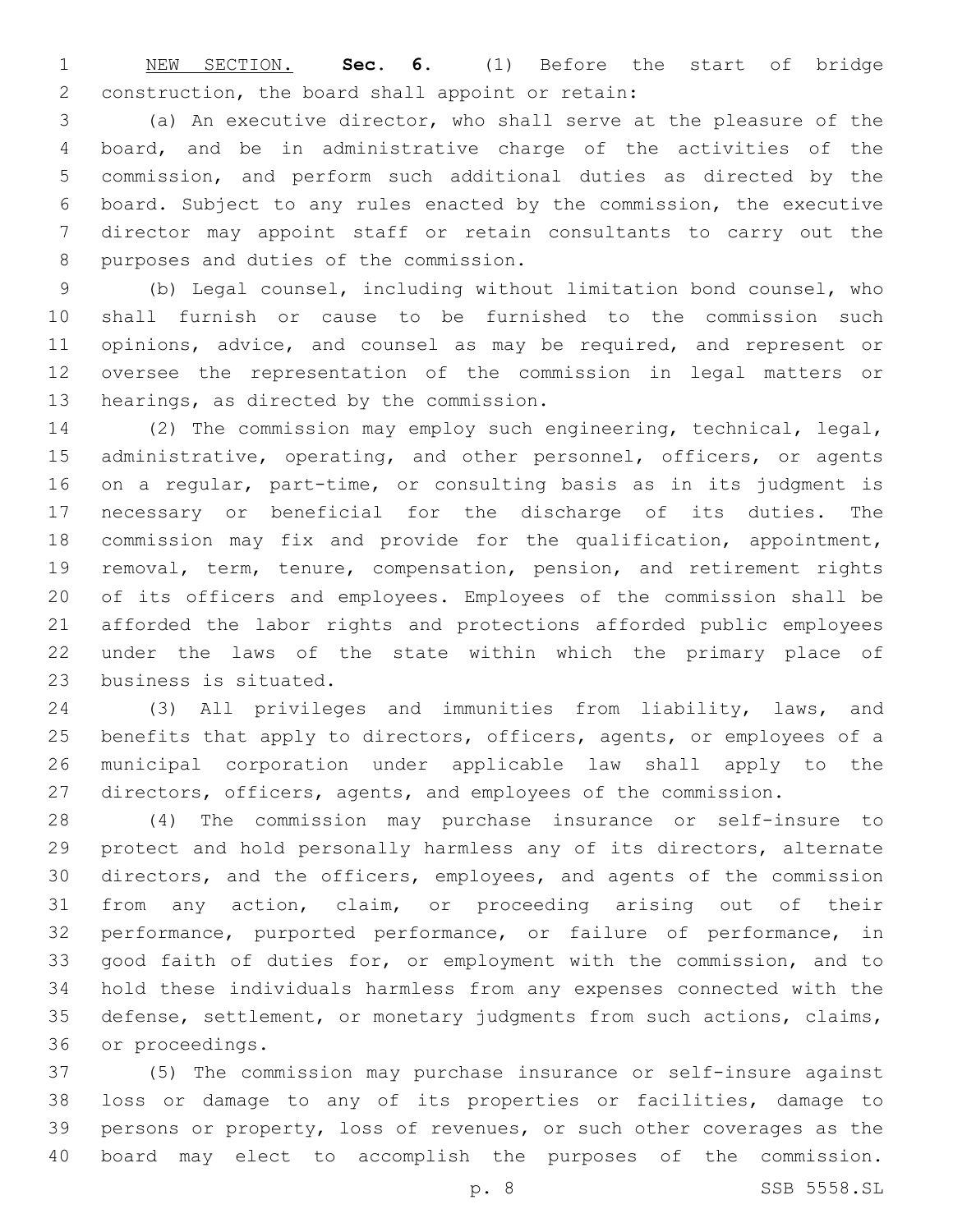NEW SECTION. **Sec. 6.** (1) Before the start of bridge construction, the board shall appoint or retain:

(a) An executive director, who shall serve at the pleasure of the board, and be in administrative charge of the activities of the commission, and perform such additional duties as directed by the board. Subject to any rules enacted by the commission, the executive director may appoint staff or retain consultants to carry out the purposes and duties of the commission.

(b) Legal counsel, including without limitation bond counsel, who shall furnish or cause to be furnished to the commission such opinions, advice, and counsel as may be required, and represent or oversee the representation of the commission in legal matters or hearings, as directed by the commission.

(2) The commission may employ such engineering, technical, legal, administrative, operating, and other personnel, officers, or agents on a regular, part-time, or consulting basis as in its judgment is necessary or beneficial for the discharge of its duties. The commission may fix and provide for the qualification, appointment, removal, term, tenure, compensation, pension, and retirement rights of its officers and employees. Employees of the commission shall be afforded the labor rights and protections afforded public employees under the laws of the state within which the primary place of business is situated.

(3) All privileges and immunities from liability, laws, and benefits that apply to directors, officers, agents, or employees of a municipal corporation under applicable law shall apply to the directors, officers, agents, and employees of the commission.

(4) The commission may purchase insurance or self-insure to protect and hold personally harmless any of its directors, alternate directors, and the officers, employees, and agents of the commission from any action, claim, or proceeding arising out of their performance, purported performance, or failure of performance, in good faith of duties for, or employment with the commission, and to hold these individuals harmless from any expenses connected with the defense, settlement, or monetary judgments from such actions, claims, or proceedings.

(5) The commission may purchase insurance or self-insure against loss or damage to any of its properties or facilities, damage to persons or property, loss of revenues, or such other coverages as the board may elect to accomplish the purposes of the commission.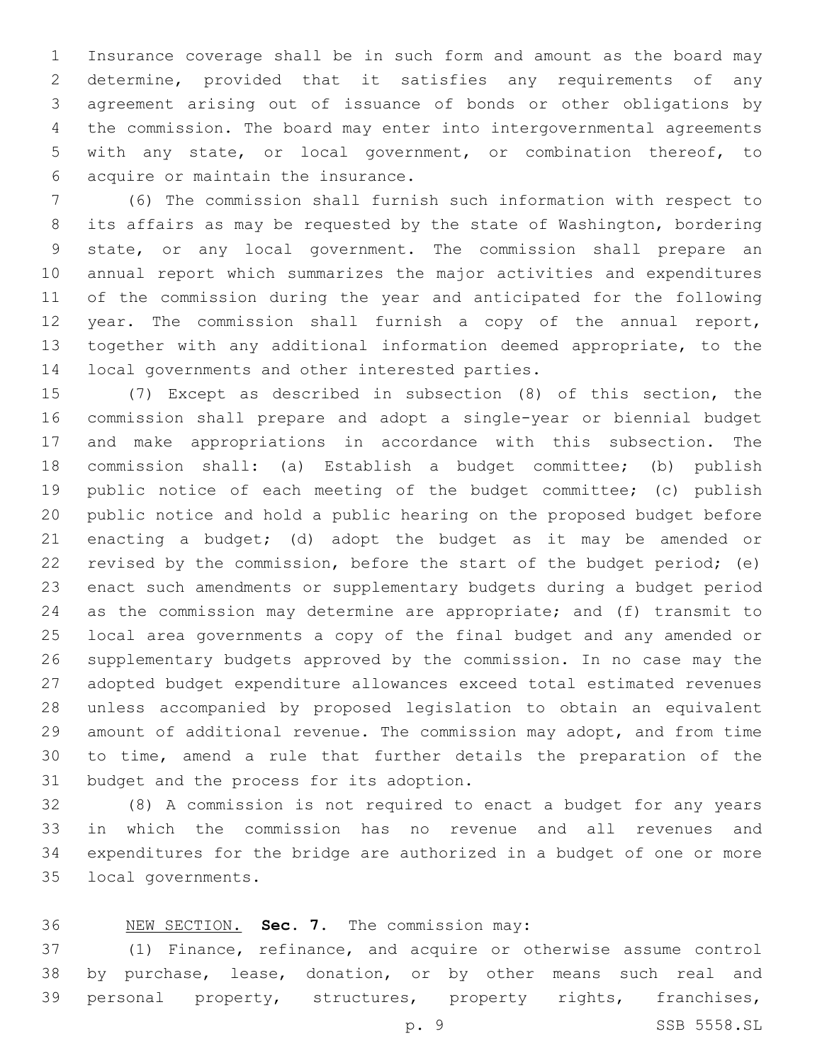Insurance coverage shall be in such form and amount as the board may determine, provided that it satisfies any requirements of any agreement arising out of issuance of bonds or other obligations by the commission. The board may enter into intergovernmental agreements with any state, or local government, or combination thereof, to acquire or maintain the insurance.

(6) The commission shall furnish such information with respect to its affairs as may be requested by the state of Washington, bordering state, or any local government. The commission shall prepare an annual report which summarizes the major activities and expenditures of the commission during the year and anticipated for the following year. The commission shall furnish a copy of the annual report, together with any additional information deemed appropriate, to the local governments and other interested parties.

(7) Except as described in subsection (8) of this section, the commission shall prepare and adopt a single-year or biennial budget and make appropriations in accordance with this subsection. The commission shall: (a) Establish a budget committee; (b) publish public notice of each meeting of the budget committee; (c) publish public notice and hold a public hearing on the proposed budget before enacting a budget; (d) adopt the budget as it may be amended or revised by the commission, before the start of the budget period; (e) enact such amendments or supplementary budgets during a budget period as the commission may determine are appropriate; and (f) transmit to local area governments a copy of the final budget and any amended or supplementary budgets approved by the commission. In no case may the adopted budget expenditure allowances exceed total estimated revenues unless accompanied by proposed legislation to obtain an equivalent amount of additional revenue. The commission may adopt, and from time to time, amend a rule that further details the preparation of the budget and the process for its adoption.

(8) A commission is not required to enact a budget for any years in which the commission has no revenue and all revenues and expenditures for the bridge are authorized in a budget of one or more local governments.

NEW SECTION. **Sec. 7.** The commission may:

(1) Finance, refinance, and acquire or otherwise assume control by purchase, lease, donation, or by other means such real and personal property, structures, property rights, franchises,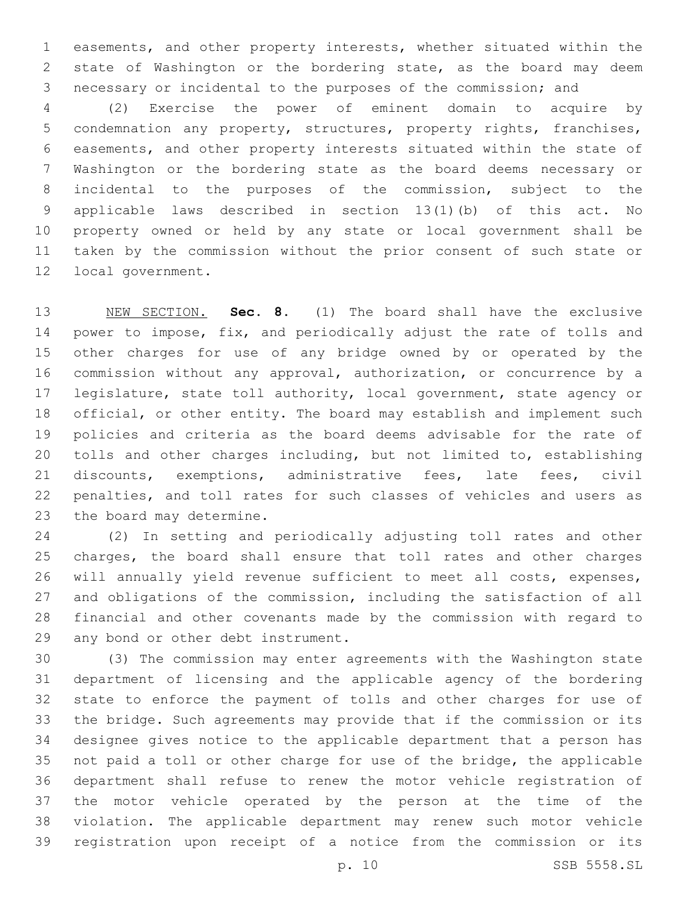easements, and other property interests, whether situated within the state of Washington or the bordering state, as the board may deem necessary or incidental to the purposes of the commission; and

(2) Exercise the power of eminent domain to acquire by condemnation any property, structures, property rights, franchises, easements, and other property interests situated within the state of Washington or the bordering state as the board deems necessary or incidental to the purposes of the commission, subject to the applicable laws described in section 13(1)(b) of this act. No property owned or held by any state or local government shall be taken by the commission without the prior consent of such state or local government.

NEW SECTION. **Sec. 8.** (1) The board shall have the exclusive power to impose, fix, and periodically adjust the rate of tolls and other charges for use of any bridge owned by or operated by the commission without any approval, authorization, or concurrence by a legislature, state toll authority, local government, state agency or official, or other entity. The board may establish and implement such policies and criteria as the board deems advisable for the rate of tolls and other charges including, but not limited to, establishing discounts, exemptions, administrative fees, late fees, civil penalties, and toll rates for such classes of vehicles and users as the board may determine.

(2) In setting and periodically adjusting toll rates and other charges, the board shall ensure that toll rates and other charges will annually yield revenue sufficient to meet all costs, expenses, and obligations of the commission, including the satisfaction of all financial and other covenants made by the commission with regard to any bond or other debt instrument.

(3) The commission may enter agreements with the Washington state department of licensing and the applicable agency of the bordering state to enforce the payment of tolls and other charges for use of the bridge. Such agreements may provide that if the commission or its designee gives notice to the applicable department that a person has not paid a toll or other charge for use of the bridge, the applicable department shall refuse to renew the motor vehicle registration of the motor vehicle operated by the person at the time of the violation. The applicable department may renew such motor vehicle registration upon receipt of a notice from the commission or its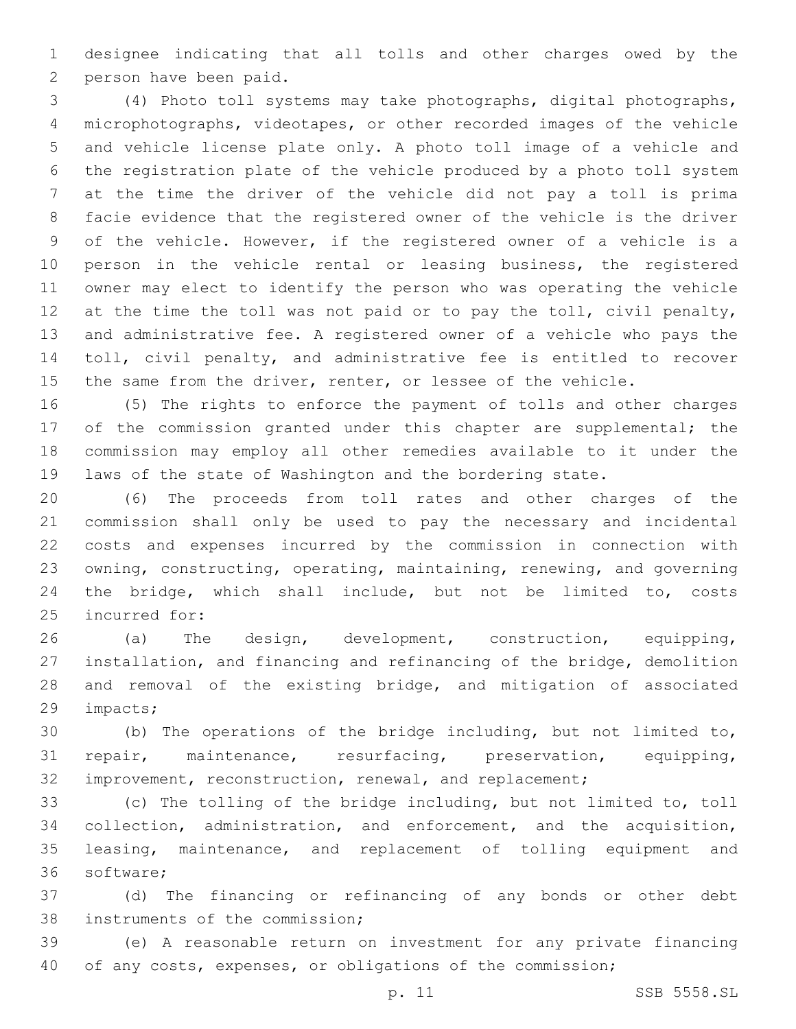designee indicating that all tolls and other charges owed by the person have been paid.

(4) Photo toll systems may take photographs, digital photographs, microphotographs, videotapes, or other recorded images of the vehicle and vehicle license plate only. A photo toll image of a vehicle and the registration plate of the vehicle produced by a photo toll system at the time the driver of the vehicle did not pay a toll is prima facie evidence that the registered owner of the vehicle is the driver of the vehicle. However, if the registered owner of a vehicle is a person in the vehicle rental or leasing business, the registered owner may elect to identify the person who was operating the vehicle at the time the toll was not paid or to pay the toll, civil penalty, and administrative fee. A registered owner of a vehicle who pays the toll, civil penalty, and administrative fee is entitled to recover the same from the driver, renter, or lessee of the vehicle.

(5) The rights to enforce the payment of tolls and other charges of the commission granted under this chapter are supplemental; the commission may employ all other remedies available to it under the laws of the state of Washington and the bordering state.

(6) The proceeds from toll rates and other charges of the commission shall only be used to pay the necessary and incidental costs and expenses incurred by the commission in connection with owning, constructing, operating, maintaining, renewing, and governing the bridge, which shall include, but not be limited to, costs incurred for:

(a) The design, development, construction, equipping, installation, and financing and refinancing of the bridge, demolition and removal of the existing bridge, and mitigation of associated impacts;

(b) The operations of the bridge including, but not limited to, repair, maintenance, resurfacing, preservation, equipping, improvement, reconstruction, renewal, and replacement;

(c) The tolling of the bridge including, but not limited to, toll collection, administration, and enforcement, and the acquisition, leasing, maintenance, and replacement of tolling equipment and software;

(d) The financing or refinancing of any bonds or other debt instruments of the commission;

(e) A reasonable return on investment for any private financing of any costs, expenses, or obligations of the commission;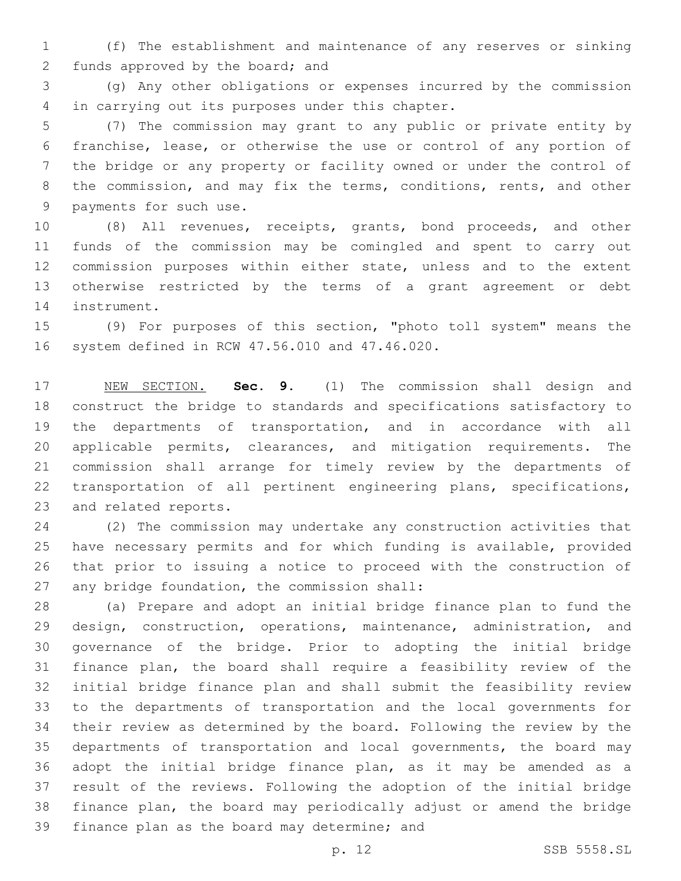(f) The establishment and maintenance of any reserves or sinking funds approved by the board; and

(g) Any other obligations or expenses incurred by the commission in carrying out its purposes under this chapter.

(7) The commission may grant to any public or private entity by franchise, lease, or otherwise the use or control of any portion of the bridge or any property or facility owned or under the control of the commission, and may fix the terms, conditions, rents, and other payments for such use.

(8) All revenues, receipts, grants, bond proceeds, and other funds of the commission may be comingled and spent to carry out commission purposes within either state, unless and to the extent otherwise restricted by the terms of a grant agreement or debt instrument.

(9) For purposes of this section, "photo toll system" means the system defined in RCW 47.56.010 and 47.46.020.

NEW SECTION. **Sec. 9.** (1) The commission shall design and construct the bridge to standards and specifications satisfactory to the departments of transportation, and in accordance with all applicable permits, clearances, and mitigation requirements. The commission shall arrange for timely review by the departments of transportation of all pertinent engineering plans, specifications, and related reports.

(2) The commission may undertake any construction activities that have necessary permits and for which funding is available, provided that prior to issuing a notice to proceed with the construction of any bridge foundation, the commission shall:

(a) Prepare and adopt an initial bridge finance plan to fund the design, construction, operations, maintenance, administration, and governance of the bridge. Prior to adopting the initial bridge finance plan, the board shall require a feasibility review of the initial bridge finance plan and shall submit the feasibility review to the departments of transportation and the local governments for their review as determined by the board. Following the review by the departments of transportation and local governments, the board may adopt the initial bridge finance plan, as it may be amended as a result of the reviews. Following the adoption of the initial bridge finance plan, the board may periodically adjust or amend the bridge finance plan as the board may determine; and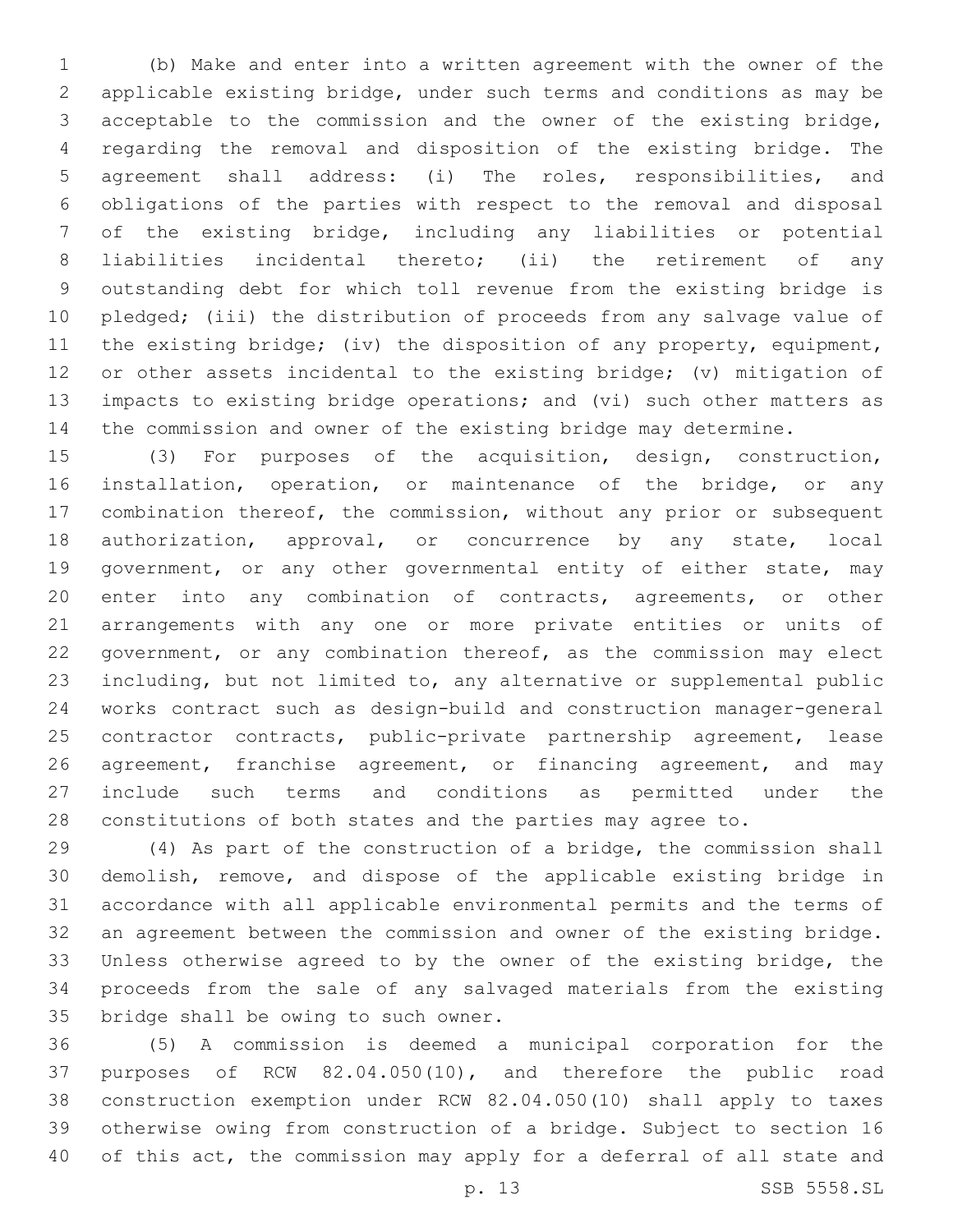(b) Make and enter into a written agreement with the owner of the applicable existing bridge, under such terms and conditions as may be acceptable to the commission and the owner of the existing bridge, regarding the removal and disposition of the existing bridge. The agreement shall address: (i) The roles, responsibilities, and obligations of the parties with respect to the removal and disposal of the existing bridge, including any liabilities or potential liabilities incidental thereto; (ii) the retirement of any outstanding debt for which toll revenue from the existing bridge is pledged; (iii) the distribution of proceeds from any salvage value of the existing bridge; (iv) the disposition of any property, equipment, or other assets incidental to the existing bridge; (v) mitigation of impacts to existing bridge operations; and (vi) such other matters as the commission and owner of the existing bridge may determine.

(3) For purposes of the acquisition, design, construction, installation, operation, or maintenance of the bridge, or any combination thereof, the commission, without any prior or subsequent authorization, approval, or concurrence by any state, local government, or any other governmental entity of either state, may enter into any combination of contracts, agreements, or other arrangements with any one or more private entities or units of government, or any combination thereof, as the commission may elect including, but not limited to, any alternative or supplemental public works contract such as design-build and construction manager-general contractor contracts, public-private partnership agreement, lease agreement, franchise agreement, or financing agreement, and may include such terms and conditions as permitted under the constitutions of both states and the parties may agree to.

(4) As part of the construction of a bridge, the commission shall demolish, remove, and dispose of the applicable existing bridge in accordance with all applicable environmental permits and the terms of an agreement between the commission and owner of the existing bridge. Unless otherwise agreed to by the owner of the existing bridge, the proceeds from the sale of any salvaged materials from the existing bridge shall be owing to such owner.

(5) A commission is deemed a municipal corporation for the purposes of RCW 82.04.050(10), and therefore the public road construction exemption under RCW 82.04.050(10) shall apply to taxes otherwise owing from construction of a bridge. Subject to section 16 of this act, the commission may apply for a deferral of all state and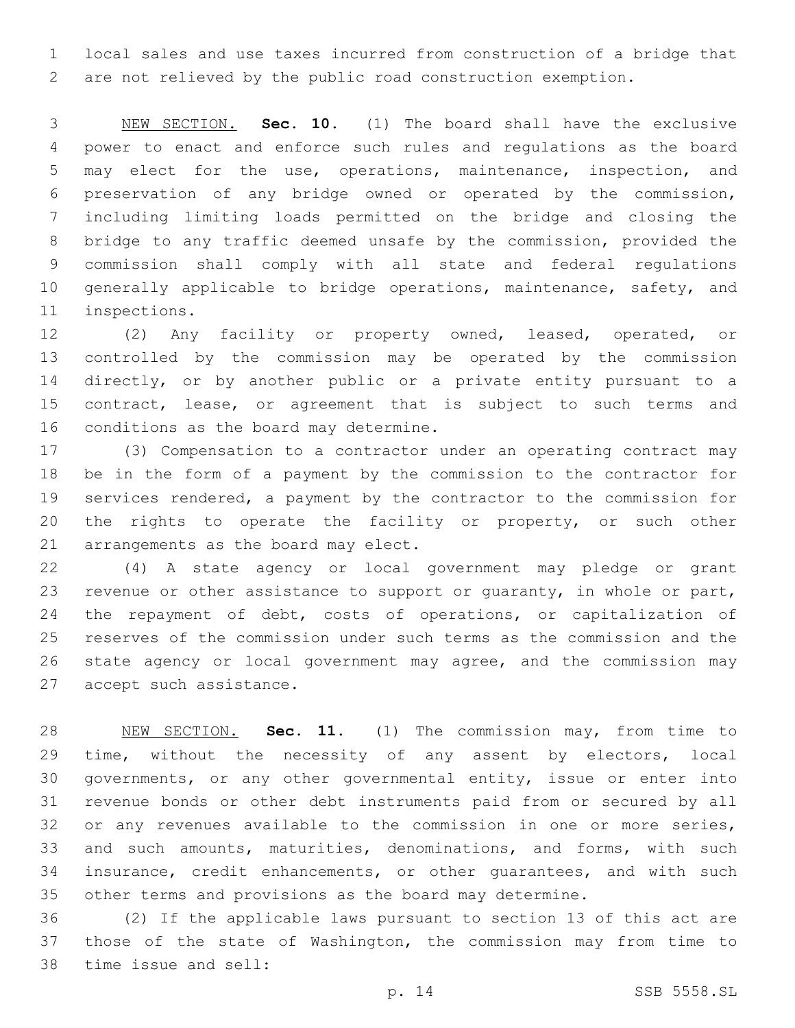local sales and use taxes incurred from construction of a bridge that are not relieved by the public road construction exemption.

NEW SECTION. **Sec. 10.** (1) The board shall have the exclusive power to enact and enforce such rules and regulations as the board may elect for the use, operations, maintenance, inspection, and preservation of any bridge owned or operated by the commission, including limiting loads permitted on the bridge and closing the bridge to any traffic deemed unsafe by the commission, provided the commission shall comply with all state and federal regulations generally applicable to bridge operations, maintenance, safety, and inspections.

(2) Any facility or property owned, leased, operated, or controlled by the commission may be operated by the commission directly, or by another public or a private entity pursuant to a contract, lease, or agreement that is subject to such terms and conditions as the board may determine.

(3) Compensation to a contractor under an operating contract may be in the form of a payment by the commission to the contractor for services rendered, a payment by the contractor to the commission for the rights to operate the facility or property, or such other arrangements as the board may elect.

(4) A state agency or local government may pledge or grant revenue or other assistance to support or guaranty, in whole or part, the repayment of debt, costs of operations, or capitalization of reserves of the commission under such terms as the commission and the state agency or local government may agree, and the commission may accept such assistance.

NEW SECTION. **Sec. 11.** (1) The commission may, from time to time, without the necessity of any assent by electors, local governments, or any other governmental entity, issue or enter into revenue bonds or other debt instruments paid from or secured by all or any revenues available to the commission in one or more series, and such amounts, maturities, denominations, and forms, with such insurance, credit enhancements, or other guarantees, and with such other terms and provisions as the board may determine.

(2) If the applicable laws pursuant to section 13 of this act are those of the state of Washington, the commission may from time to time issue and sell: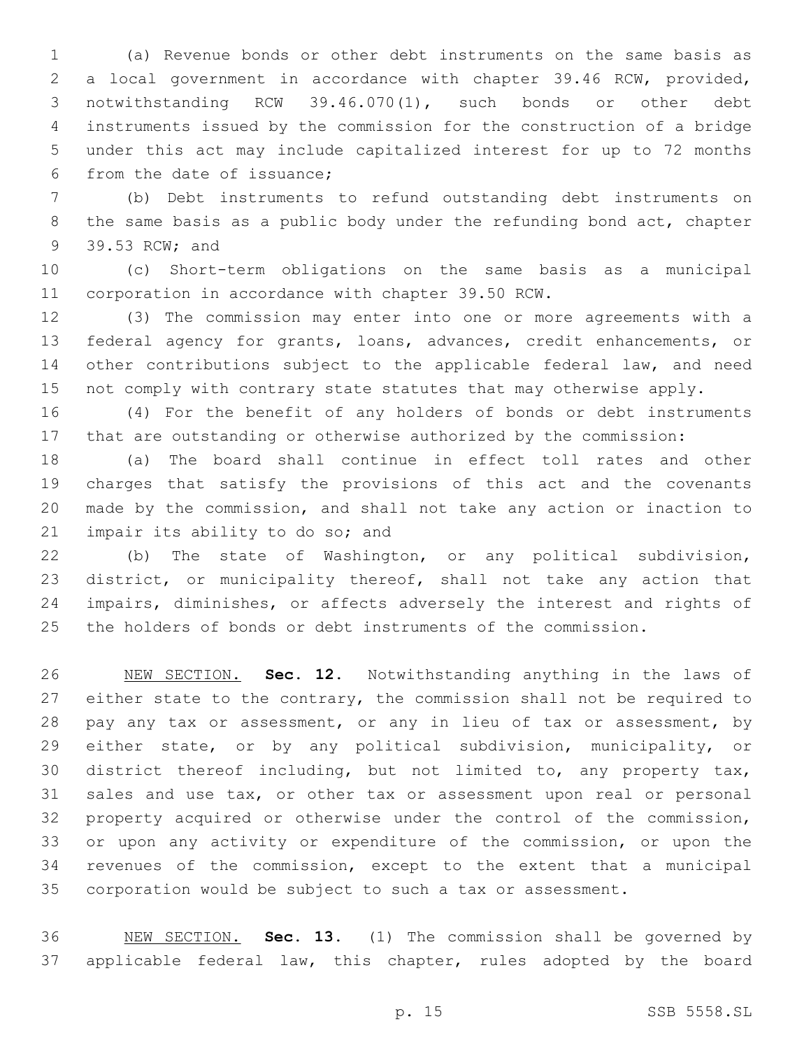(a) Revenue bonds or other debt instruments on the same basis as a local government in accordance with chapter 39.46 RCW, provided, notwithstanding RCW 39.46.070(1), such bonds or other debt instruments issued by the commission for the construction of a bridge under this act may include capitalized interest for up to 72 months from the date of issuance;

(b) Debt instruments to refund outstanding debt instruments on the same basis as a public body under the refunding bond act, chapter 39.53 RCW; and

(c) Short-term obligations on the same basis as a municipal corporation in accordance with chapter 39.50 RCW.

(3) The commission may enter into one or more agreements with a federal agency for grants, loans, advances, credit enhancements, or other contributions subject to the applicable federal law, and need not comply with contrary state statutes that may otherwise apply.

(4) For the benefit of any holders of bonds or debt instruments that are outstanding or otherwise authorized by the commission:

(a) The board shall continue in effect toll rates and other charges that satisfy the provisions of this act and the covenants made by the commission, and shall not take any action or inaction to impair its ability to do so; and

(b) The state of Washington, or any political subdivision, district, or municipality thereof, shall not take any action that impairs, diminishes, or affects adversely the interest and rights of the holders of bonds or debt instruments of the commission.

NEW SECTION. **Sec. 12.** Notwithstanding anything in the laws of either state to the contrary, the commission shall not be required to pay any tax or assessment, or any in lieu of tax or assessment, by either state, or by any political subdivision, municipality, or district thereof including, but not limited to, any property tax, sales and use tax, or other tax or assessment upon real or personal property acquired or otherwise under the control of the commission, or upon any activity or expenditure of the commission, or upon the revenues of the commission, except to the extent that a municipal corporation would be subject to such a tax or assessment.

NEW SECTION. **Sec. 13.** (1) The commission shall be governed by applicable federal law, this chapter, rules adopted by the board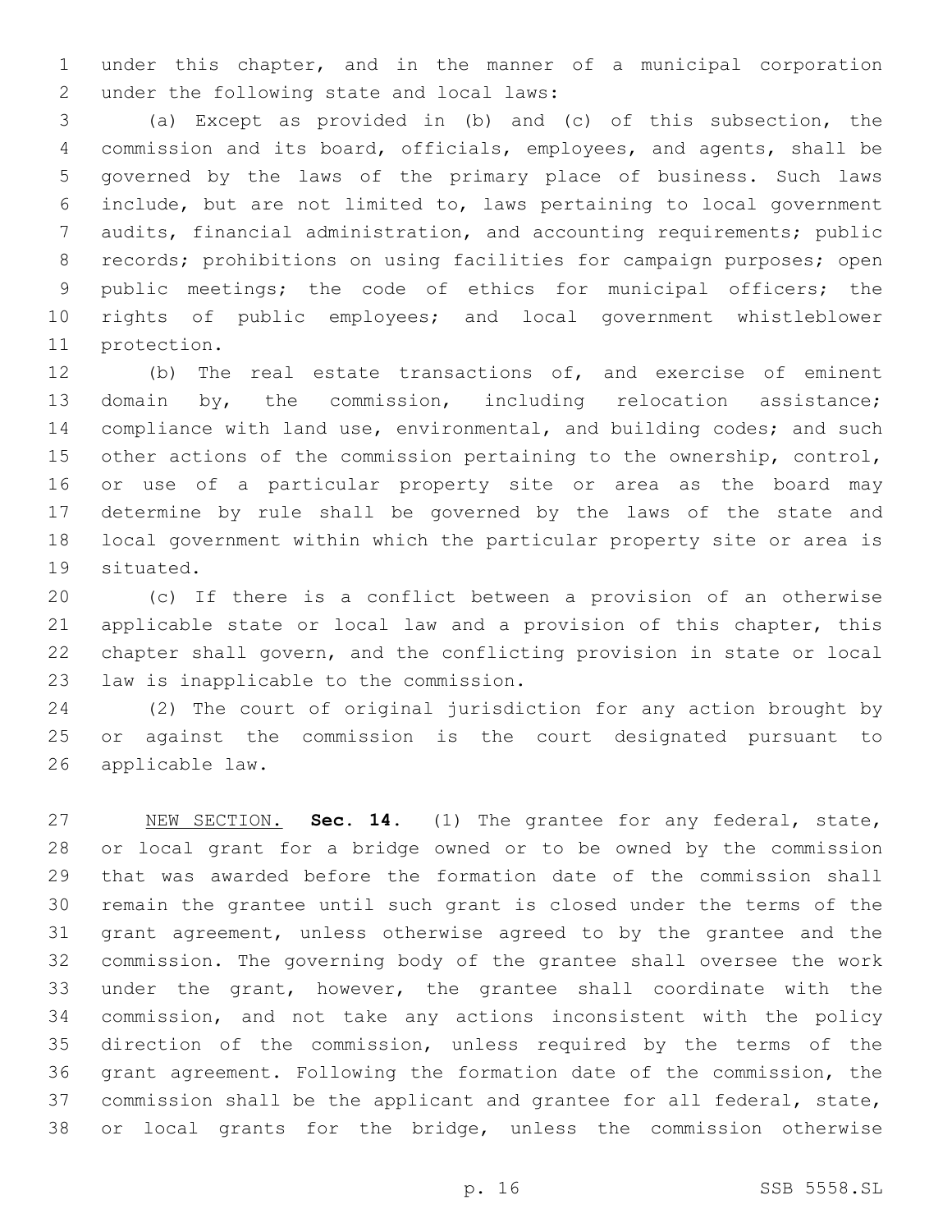under this chapter, and in the manner of a municipal corporation under the following state and local laws:

(a) Except as provided in (b) and (c) of this subsection, the commission and its board, officials, employees, and agents, shall be governed by the laws of the primary place of business. Such laws include, but are not limited to, laws pertaining to local government audits, financial administration, and accounting requirements; public records; prohibitions on using facilities for campaign purposes; open public meetings; the code of ethics for municipal officers; the rights of public employees; and local government whistleblower protection.

(b) The real estate transactions of, and exercise of eminent domain by, the commission, including relocation assistance; compliance with land use, environmental, and building codes; and such other actions of the commission pertaining to the ownership, control, or use of a particular property site or area as the board may determine by rule shall be governed by the laws of the state and local government within which the particular property site or area is situated.

(c) If there is a conflict between a provision of an otherwise applicable state or local law and a provision of this chapter, this chapter shall govern, and the conflicting provision in state or local law is inapplicable to the commission.

(2) The court of original jurisdiction for any action brought by or against the commission is the court designated pursuant to applicable law.

NEW SECTION. **Sec. 14.** (1) The grantee for any federal, state, or local grant for a bridge owned or to be owned by the commission that was awarded before the formation date of the commission shall remain the grantee until such grant is closed under the terms of the grant agreement, unless otherwise agreed to by the grantee and the commission. The governing body of the grantee shall oversee the work under the grant, however, the grantee shall coordinate with the commission, and not take any actions inconsistent with the policy direction of the commission, unless required by the terms of the grant agreement. Following the formation date of the commission, the commission shall be the applicant and grantee for all federal, state, or local grants for the bridge, unless the commission otherwise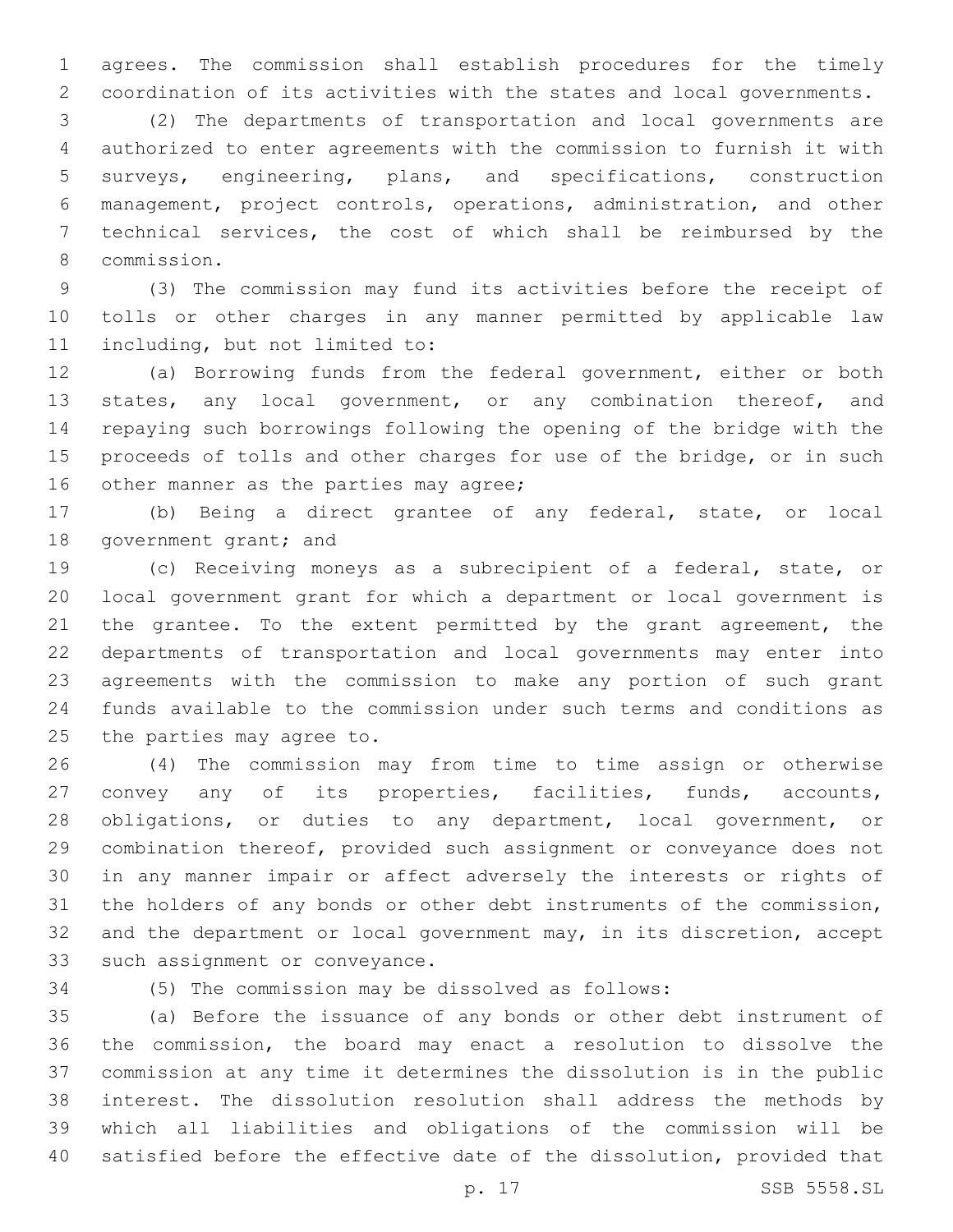agrees. The commission shall establish procedures for the timely coordination of its activities with the states and local governments.

(2) The departments of transportation and local governments are authorized to enter agreements with the commission to furnish it with surveys, engineering, plans, and specifications, construction management, project controls, operations, administration, and other technical services, the cost of which shall be reimbursed by the commission.

(3) The commission may fund its activities before the receipt of tolls or other charges in any manner permitted by applicable law including, but not limited to:

(a) Borrowing funds from the federal government, either or both states, any local government, or any combination thereof, and repaying such borrowings following the opening of the bridge with the proceeds of tolls and other charges for use of the bridge, or in such other manner as the parties may agree;

(b) Being a direct grantee of any federal, state, or local government grant; and

(c) Receiving moneys as a subrecipient of a federal, state, or local government grant for which a department or local government is the grantee. To the extent permitted by the grant agreement, the departments of transportation and local governments may enter into agreements with the commission to make any portion of such grant funds available to the commission under such terms and conditions as the parties may agree to.

(4) The commission may from time to time assign or otherwise convey any of its properties, facilities, funds, accounts, obligations, or duties to any department, local government, or combination thereof, provided such assignment or conveyance does not in any manner impair or affect adversely the interests or rights of the holders of any bonds or other debt instruments of the commission, and the department or local government may, in its discretion, accept such assignment or conveyance.

(5) The commission may be dissolved as follows:

(a) Before the issuance of any bonds or other debt instrument of the commission, the board may enact a resolution to dissolve the commission at any time it determines the dissolution is in the public interest. The dissolution resolution shall address the methods by which all liabilities and obligations of the commission will be satisfied before the effective date of the dissolution, provided that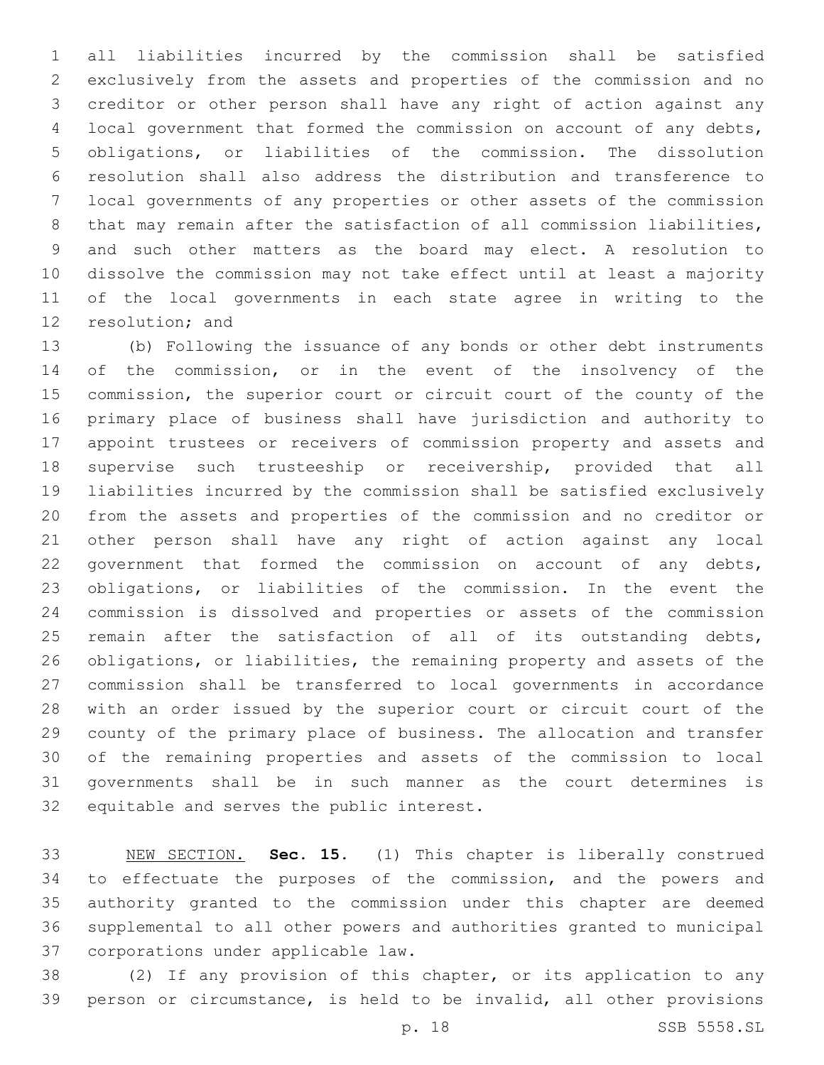all liabilities incurred by the commission shall be satisfied exclusively from the assets and properties of the commission and no creditor or other person shall have any right of action against any local government that formed the commission on account of any debts, obligations, or liabilities of the commission. The dissolution resolution shall also address the distribution and transference to local governments of any properties or other assets of the commission that may remain after the satisfaction of all commission liabilities, and such other matters as the board may elect. A resolution to dissolve the commission may not take effect until at least a majority of the local governments in each state agree in writing to the resolution; and

(b) Following the issuance of any bonds or other debt instruments of the commission, or in the event of the insolvency of the commission, the superior court or circuit court of the county of the primary place of business shall have jurisdiction and authority to appoint trustees or receivers of commission property and assets and supervise such trusteeship or receivership, provided that all liabilities incurred by the commission shall be satisfied exclusively from the assets and properties of the commission and no creditor or other person shall have any right of action against any local government that formed the commission on account of any debts, obligations, or liabilities of the commission. In the event the commission is dissolved and properties or assets of the commission remain after the satisfaction of all of its outstanding debts, obligations, or liabilities, the remaining property and assets of the commission shall be transferred to local governments in accordance with an order issued by the superior court or circuit court of the county of the primary place of business. The allocation and transfer of the remaining properties and assets of the commission to local governments shall be in such manner as the court determines is equitable and serves the public interest.

NEW SECTION. **Sec. 15.** (1) This chapter is liberally construed to effectuate the purposes of the commission, and the powers and authority granted to the commission under this chapter are deemed supplemental to all other powers and authorities granted to municipal corporations under applicable law.

(2) If any provision of this chapter, or its application to any person or circumstance, is held to be invalid, all other provisions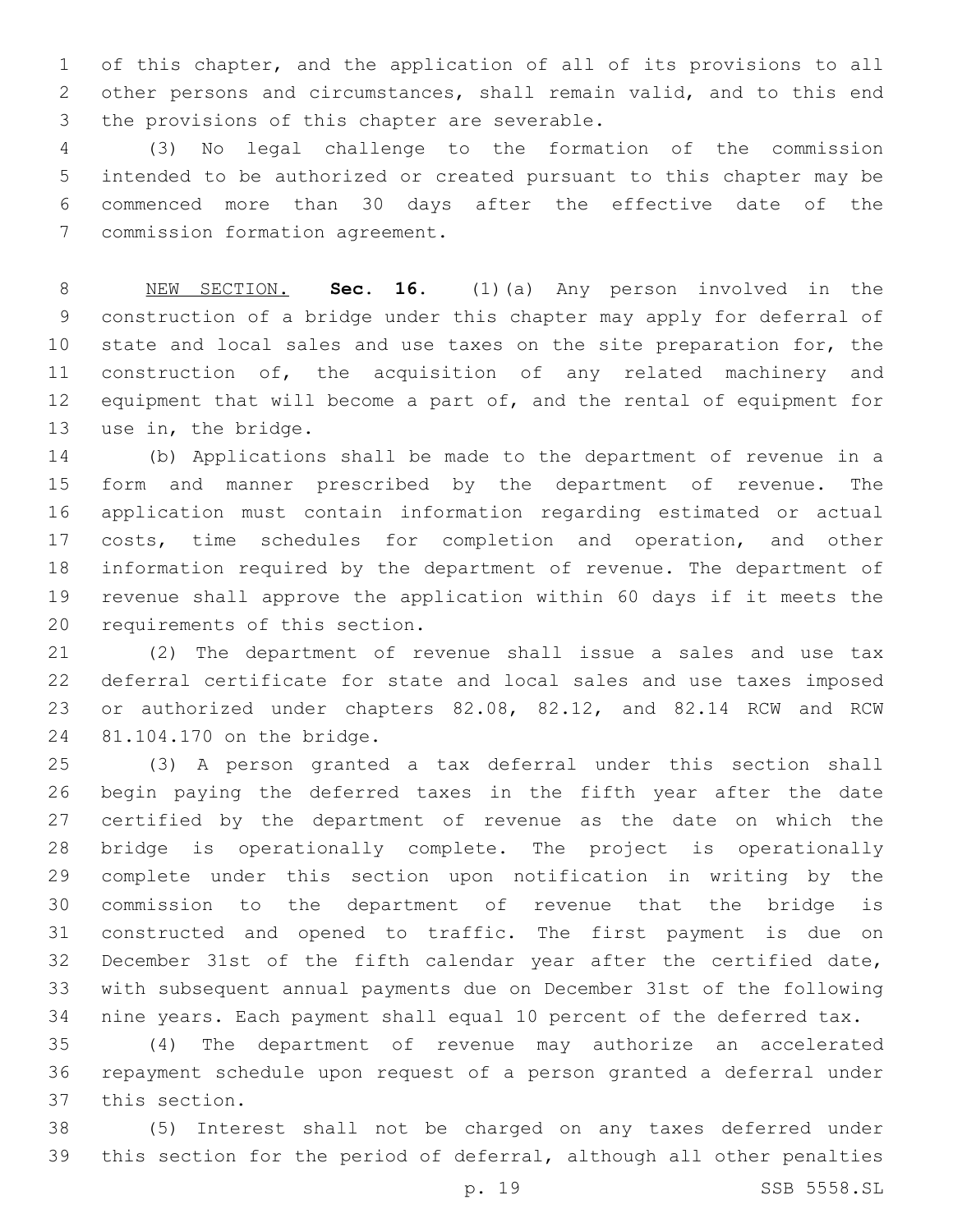of this chapter, and the application of all of its provisions to all other persons and circumstances, shall remain valid, and to this end the provisions of this chapter are severable.

(3) No legal challenge to the formation of the commission intended to be authorized or created pursuant to this chapter may be commenced more than 30 days after the effective date of the commission formation agreement.

NEW SECTION. **Sec. 16.** (1)(a) Any person involved in the construction of a bridge under this chapter may apply for deferral of state and local sales and use taxes on the site preparation for, the construction of, the acquisition of any related machinery and equipment that will become a part of, and the rental of equipment for use in, the bridge.

(b) Applications shall be made to the department of revenue in a form and manner prescribed by the department of revenue. The application must contain information regarding estimated or actual costs, time schedules for completion and operation, and other information required by the department of revenue. The department of revenue shall approve the application within 60 days if it meets the requirements of this section.

(2) The department of revenue shall issue a sales and use tax deferral certificate for state and local sales and use taxes imposed or authorized under chapters 82.08, 82.12, and 82.14 RCW and RCW 81.104.170 on the bridge.

(3) A person granted a tax deferral under this section shall begin paying the deferred taxes in the fifth year after the date certified by the department of revenue as the date on which the bridge is operationally complete. The project is operationally complete under this section upon notification in writing by the commission to the department of revenue that the bridge is constructed and opened to traffic. The first payment is due on December 31st of the fifth calendar year after the certified date, with subsequent annual payments due on December 31st of the following nine years. Each payment shall equal 10 percent of the deferred tax.

(4) The department of revenue may authorize an accelerated repayment schedule upon request of a person granted a deferral under this section.

(5) Interest shall not be charged on any taxes deferred under this section for the period of deferral, although all other penalties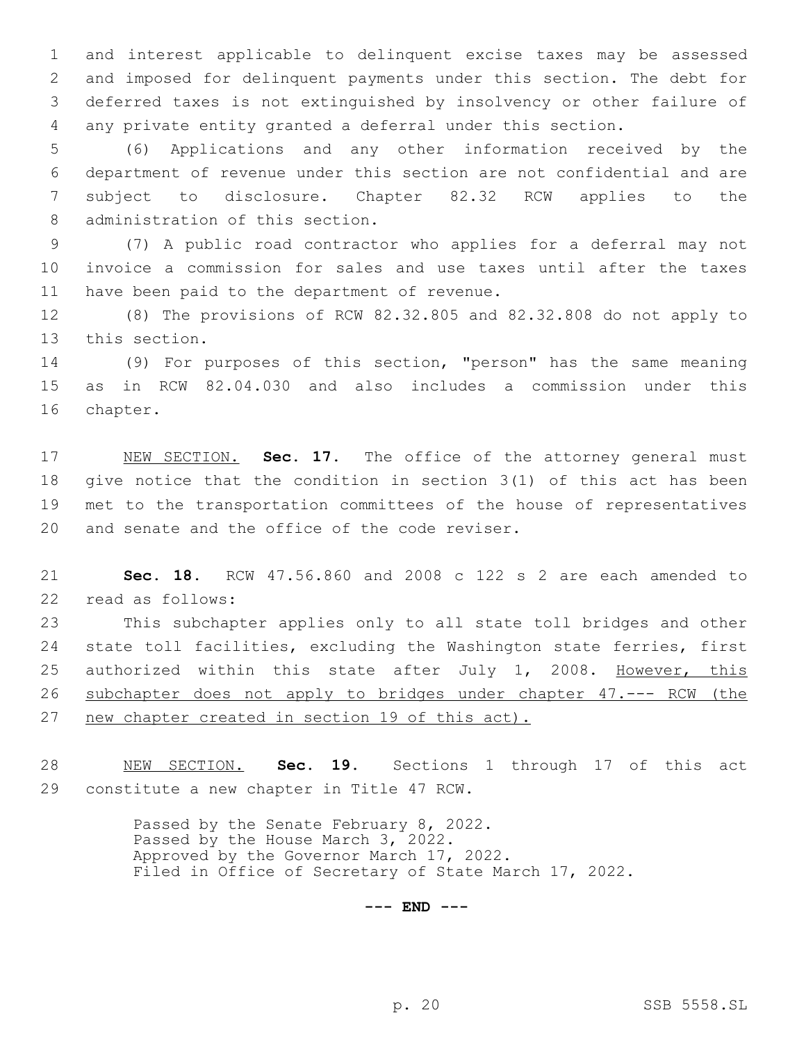and interest applicable to delinquent excise taxes may be assessed and imposed for delinquent payments under this section. The debt for deferred taxes is not extinguished by insolvency or other failure of any private entity granted a deferral under this section.

(6) Applications and any other information received by the department of revenue under this section are not confidential and are subject to disclosure. Chapter 82.32 RCW applies to the administration of this section.

(7) A public road contractor who applies for a deferral may not invoice a commission for sales and use taxes until after the taxes have been paid to the department of revenue.

(8) The provisions of RCW 82.32.805 and 82.32.808 do not apply to this section.

(9) For purposes of this section, "person" has the same meaning as in RCW 82.04.030 and also includes a commission under this chapter.

NEW SECTION. **Sec. 17.** The office of the attorney general must give notice that the condition in section 3(1) of this act has been met to the transportation committees of the house of representatives and senate and the office of the code reviser.

**Sec. 18.** RCW 47.56.860 and 2008 c 122 s 2 are each amended to read as follows:

This subchapter applies only to all state toll bridges and other state toll facilities, excluding the Washington state ferries, first authorized within this state after July 1, 2008. However, this subchapter does not apply to bridges under chapter 47.--- RCW (the new chapter created in section 19 of this act).

NEW SECTION. **Sec. 19.** Sections 1 through 17 of this act constitute a new chapter in Title 47 RCW.

Passed by the Senate February 8, 2022.
Passed by the House March 3, 2022.
Approved by the Governor March 17, 2022.
Filed in Office of Secretary of State March 17, 2022.

**--- END ---**